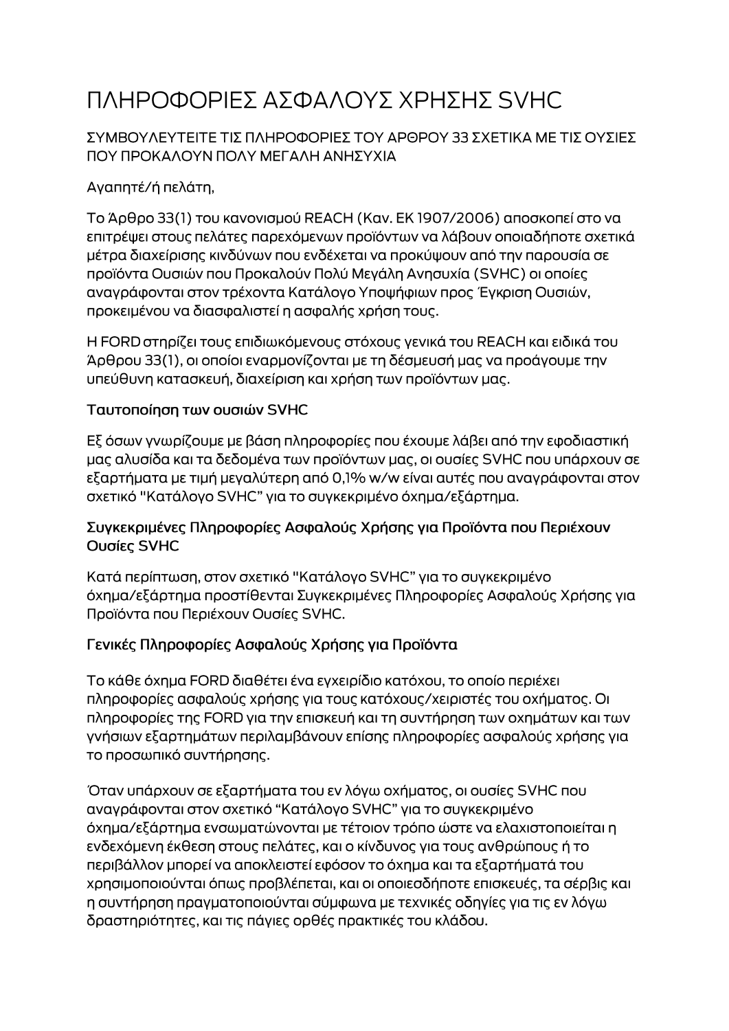# ΠΛΗΡΟΦΟΡΙΕΣ ΑΣΦΑΛΟΥΣ ΧΡΗΣΗΣ SVHC

ΣΥΜΒΟΥΛΕΥΤΕΙΤΕ ΤΙΣ ΠΛΗΡΟΦΟΡΙΕΣ ΤΟΥ ΑΡΘΡΟΥ 33 ΣΧΕΤΙΚΑ ΜΕ ΤΙΣ ΟΥΣΙΕΣ ΠΟΥ ΠΡΟΚΑΛΟΥΝ ΠΟΛΥ ΜΕΓΑΛΗ ΑΝΗΣΥΧΙΑ

Αγαπητέ/ή πελάτη,

Το Άρθρο 33(1) του κανονισμού REACH (Καν. ΕΚ 1907/2006) αποσκοπεί στο να επιτρέψει στους πελάτες παρεχόμενων προϊόντων να λάβουν οποιαδήποτε σχετικά μέτρα διαχείρισης κινδύνων που ενδέχεται να προκύψουν από την παρουσία σε προϊόντα Ουσιών που Προκαλούν Πολύ Μεγάλη Ανησυχία (SVHC) οι οποίες αναγράφονται στον τρέχοντα Κατάλογο Υποψήφιων προς Έγκριση Ουσιών, προκειμένου να διασφαλιστεί η ασφαλής χρήση τους.

Η FORD στηρίζει τους επιδιωκόμενους στόχους γενικά του REACH και ειδικά του Άρθρου 33(1), οι οποίοι εναρμονίζονται με τη δέσμευσή μας να προάγουμε την υπεύθυνη κατασκευή, διαχείριση και χρήση των προϊόντων μας.

## Ταυτοποίηση των ουσιών SVHC

Εξ όσων γνωρίζουμε με βάση πληροφορίες που έχουμε λάβει από την εφοδιαστική μας αλυσίδα και τα δεδομένα των προϊόντων μας, οι ουσίες SVHC που υπάρχουν σε εξαρτήματα με τιμή μεγαλύτερη από 0,1% w/w είναι αυτές που αναγράφονται στον σχετικό "Κατάλογο SVHC" για το συγκεκριμένο όχημα/εξάρτημα.

## Συγκεκριμένες Πληροφορίες Ασφαλούς Χρήσης για Προϊόντα που Περιέχουν Ουσίες SVHC

Κατά περίπτωση, στον σχετικό "Κατάλογο SVHC" για το συγκεκριμένο όχημα/εξάρτημα προστίθενται Συγκεκριμένες Πληροφορίες Ασφαλούς Χρήσης για Προϊόντα που Περιέχουν Ουσίες SVHC.

## Γενικές Πληροφορίες Ασφαλούς Χρήσης για Προϊόντα

Το κάθε όχημα FORD διαθέτει ένα εγχειρίδιο κατόχου, το οποίο περιέχει πληροφορίες ασφαλούς χρήσης για τους κατόχους/χειριστές του οχήματος. Οι πληροφορίες της FORD για την επισκευή και τη συντήρηση των οχημάτων και των γνήσιων εξαρτημάτων περιλαμβάνουν επίσης πληροφορίες ασφαλούς χρήσης για το προσωπικό συντήρησης.

Όταν υπάρχουν σε εξαρτήματα του εν λόγω οχήματος, οι ουσίες SVHC που αναγράφονται στον σχετικό "Κατάλογο SVHC" για το συγκεκριμένο όχημα/εξάρτημα ενσωματώνονται με τέτοιον τρόπο ώστε να ελαχιστοποιείται η ενδεχόμενη έκθεση στους πελάτες, και ο κίνδυνος για τους ανθρώπους ή το περιβάλλον μπορεί να αποκλειστεί εφόσον το όχημα και τα εξαρτήματά του χρησιμοποιούνται όπως προβλέπεται, και οι οποιεσδήποτε επισκευές, τα σέρβις και η συντήρηση πραγματοποιούνται σύμφωνα με τεχνικές οδηγίες για τις εν λόγω δραστηριότητες, και τις πάγιες ορθές πρακτικές του κλάδου.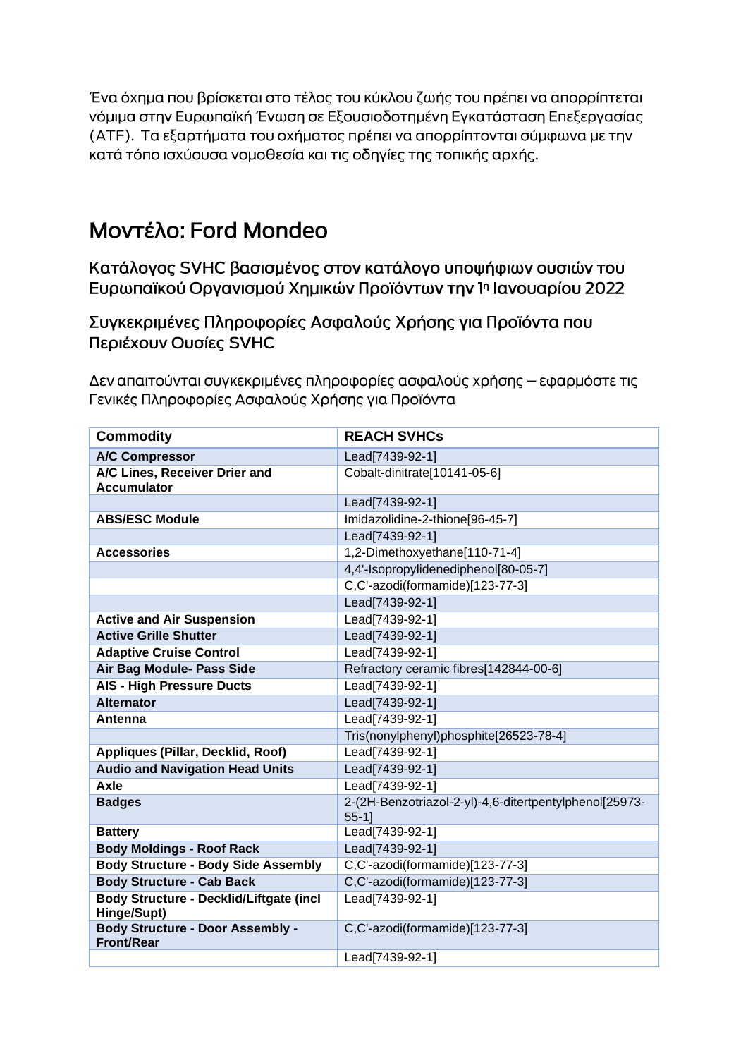Ένα όχημα που βρίσκεται στο τέλος του κύκλου ζωής του πρέπει να απορρίπτεται νόμιμα στην Ευρωπαϊκή Ένωση σε Εξουσιοδοτημένη Εγκατάσταση Επεξεργασίας (ATF). Τα εξαρτήματα του οχήματος πρέπει να απορρίπτονται σύμφωνα με την κατά τόπο ισχύουσα νομοθεσία και τις οδηγίες της τοπικής αρχής.

# Μοντέλο: Ford Mondeo

## Κατάλογος SVHC βασισμένος στον κατάλογο υποψήφιων ουσιών του Ευρωπαϊκού Οργανισμού Χημικών Προϊόντων την 1η Ιανουαρίου 2022

## Συγκεκριμένες Πληροφορίες Ασφαλούς Χρήσης για Προϊόντα που Περιέχουν Ουσίες SVHC

Δεν απαιτούνται συγκεκριμένες πληροφορίες ασφαλούς χρήσης – εφαρμόστε τις Γενικές Πληροφορίες Ασφαλούς Χρήσης για Προϊόντα

| Commodity | REACH SVHCs |
|---|---|
| **A/C Compressor** | Lead[7439-92-1] |
| **A/C Lines, Receiver Drier and Accumulator** | Cobalt-dinitrate[10141-05-6] |
| | Lead[7439-92-1] |
| **ABS/ESC Module** | Imidazolidine-2-thione[96-45-7] |
| | Lead[7439-92-1] |
| **Accessories** | 1,2-Dimethoxyethane[110-71-4] |
| | 4,4'-Isopropylidenediphenol[80-05-7] |
| | C,C'-azodi(formamide)[123-77-3] |
| | Lead[7439-92-1] |
| **Active and Air Suspension** | Lead[7439-92-1] |
| **Active Grille Shutter** | Lead[7439-92-1] |
| **Adaptive Cruise Control** | Lead[7439-92-1] |
| **Air Bag Module- Pass Side** | Refractory ceramic fibres[142844-00-6] |
| **AIS - High Pressure Ducts** | Lead[7439-92-1] |
| **Alternator** | Lead[7439-92-1] |
| **Antenna** | Lead[7439-92-1] |
| | Tris(nonylphenyl)phosphite[26523-78-4] |
| **Appliques (Pillar, Decklid, Roof)** | Lead[7439-92-1] |
| **Audio and Navigation Head Units** | Lead[7439-92-1] |
| **Axle** | Lead[7439-92-1] |
| **Badges** | 2-(2H-Benzotriazol-2-yl)-4,6-ditertpentylphenol[25973-55-1] |
| **Battery** | Lead[7439-92-1] |
| **Body Moldings - Roof Rack** | Lead[7439-92-1] |
| **Body Structure - Body Side Assembly** | C,C'-azodi(formamide)[123-77-3] |
| **Body Structure - Cab Back** | C,C'-azodi(formamide)[123-77-3] |
| **Body Structure - Decklid/Liftgate (incl Hinge/Supt)** | Lead[7439-92-1] |
| **Body Structure - Door Assembly - Front/Rear** | C,C'-azodi(formamide)[123-77-3] |
| | Lead[7439-92-1] |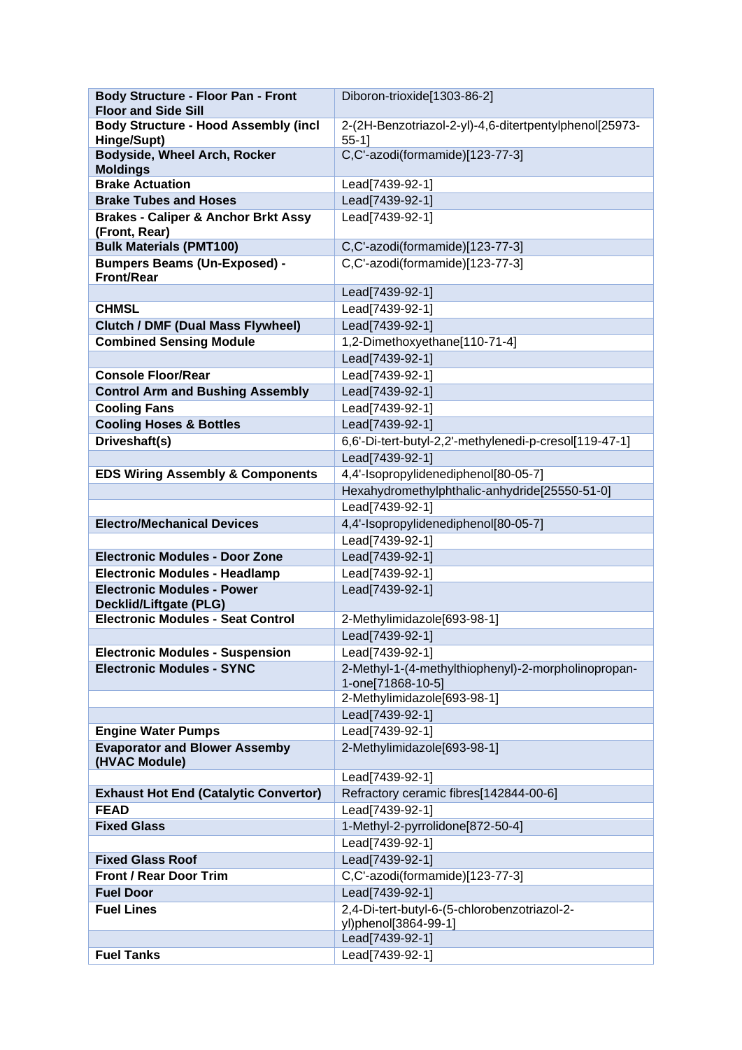| **Body Structure - Floor Pan - Front Floor and Side Sill** | Diboron-trioxide[1303-86-2] |
|---|---|
| **Body Structure - Hood Assembly (incl Hinge/Supt)** | 2-(2H-Benzotriazol-2-yl)-4,6-ditertpentylphenol[25973-55-1] |
| **Bodyside, Wheel Arch, Rocker Moldings** | C,C'-azodi(formamide)[123-77-3] |
| **Brake Actuation** | Lead[7439-92-1] |
| **Brake Tubes and Hoses** | Lead[7439-92-1] |
| **Brakes - Caliper & Anchor Brkt Assy (Front, Rear)** | Lead[7439-92-1] |
| **Bulk Materials (PMT100)** | C,C'-azodi(formamide)[123-77-3] |
| **Bumpers Beams (Un-Exposed) - Front/Rear** | C,C'-azodi(formamide)[123-77-3] |
| | Lead[7439-92-1] |
| **CHMSL** | Lead[7439-92-1] |
| **Clutch / DMF (Dual Mass Flywheel)** | Lead[7439-92-1] |
| **Combined Sensing Module** | 1,2-Dimethoxyethane[110-71-4] |
| | Lead[7439-92-1] |
| **Console Floor/Rear** | Lead[7439-92-1] |
| **Control Arm and Bushing Assembly** | Lead[7439-92-1] |
| **Cooling Fans** | Lead[7439-92-1] |
| **Cooling Hoses & Bottles** | Lead[7439-92-1] |
| **Driveshaft(s)** | 6,6'-Di-tert-butyl-2,2'-methylenedi-p-cresol[119-47-1] |
| | Lead[7439-92-1] |
| **EDS Wiring Assembly & Components** | 4,4'-Isopropylidenediphenol[80-05-7] |
| | Hexahydromethylphthalic-anhydride[25550-51-0] |
| | Lead[7439-92-1] |
| **Electro/Mechanical Devices** | 4,4'-Isopropylidenediphenol[80-05-7] |
| | Lead[7439-92-1] |
| **Electronic Modules - Door Zone** | Lead[7439-92-1] |
| **Electronic Modules - Headlamp** | Lead[7439-92-1] |
| **Electronic Modules - Power Decklid/Liftgate (PLG)** | Lead[7439-92-1] |
| **Electronic Modules - Seat Control** | 2-Methylimidazole[693-98-1] |
| | Lead[7439-92-1] |
| **Electronic Modules - Suspension** | Lead[7439-92-1] |
| **Electronic Modules - SYNC** | 2-Methyl-1-(4-methylthiophenyl)-2-morpholinopropan-1-one[71868-10-5] |
| | 2-Methylimidazole[693-98-1] |
| | Lead[7439-92-1] |
| **Engine Water Pumps** | Lead[7439-92-1] |
| **Evaporator and Blower Assemby (HVAC Module)** | 2-Methylimidazole[693-98-1] |
| | Lead[7439-92-1] |
| **Exhaust Hot End (Catalytic Convertor)** | Refractory ceramic fibres[142844-00-6] |
| **FEAD** | Lead[7439-92-1] |
| **Fixed Glass** | 1-Methyl-2-pyrrolidone[872-50-4] |
| | Lead[7439-92-1] |
| **Fixed Glass Roof** | Lead[7439-92-1] |
| **Front / Rear Door Trim** | C,C'-azodi(formamide)[123-77-3] |
| **Fuel Door** | Lead[7439-92-1] |
| **Fuel Lines** | 2,4-Di-tert-butyl-6-(5-chlorobenzotriazol-2-yl)phenol[3864-99-1] |
| | Lead[7439-92-1] |
| **Fuel Tanks** | Lead[7439-92-1] |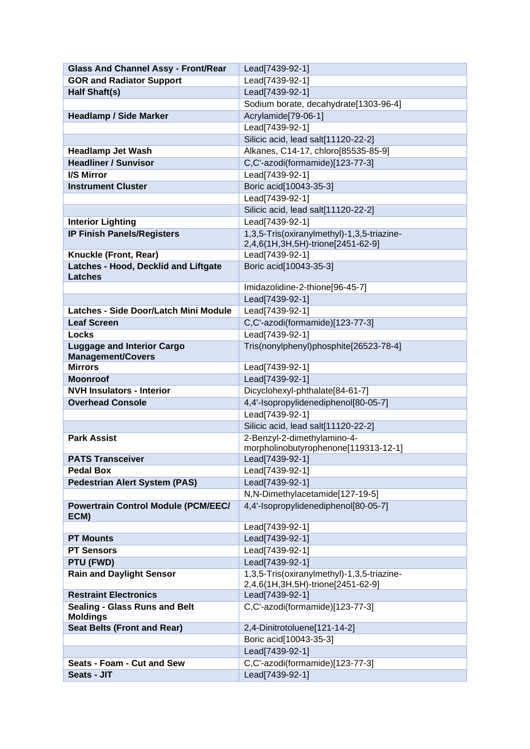| **Glass And Channel Assy - Front/Rear** | Lead[7439-92-1] |
|---|---|
| **GOR and Radiator Support** | Lead[7439-92-1] |
| **Half Shaft(s)** | Lead[7439-92-1] |
| | Sodium borate, decahydrate[1303-96-4] |
| **Headlamp / Side Marker** | Acrylamide[79-06-1] |
| | Lead[7439-92-1] |
| | Silicic acid, lead salt[11120-22-2] |
| **Headlamp Jet Wash** | Alkanes, C14-17, chloro[85535-85-9] |
| **Headliner / Sunvisor** | C,C'-azodi(formamide)[123-77-3] |
| **I/S Mirror** | Lead[7439-92-1] |
| **Instrument Cluster** | Boric acid[10043-35-3] |
| | Lead[7439-92-1] |
| | Silicic acid, lead salt[11120-22-2] |
| **Interior Lighting** | Lead[7439-92-1] |
| **IP Finish Panels/Registers** | 1,3,5-Tris(oxiranylmethyl)-1,3,5-triazine-2,4,6(1H,3H,5H)-trione[2451-62-9] |
| **Knuckle (Front, Rear)** | Lead[7439-92-1] |
| **Latches - Hood, Decklid and Liftgate Latches** | Boric acid[10043-35-3] |
| | Imidazolidine-2-thione[96-45-7] |
| | Lead[7439-92-1] |
| **Latches - Side Door/Latch Mini Module** | Lead[7439-92-1] |
| **Leaf Screen** | C,C'-azodi(formamide)[123-77-3] |
| **Locks** | Lead[7439-92-1] |
| **Luggage and Interior Cargo Management/Covers** | Tris(nonylphenyl)phosphite[26523-78-4] |
| **Mirrors** | Lead[7439-92-1] |
| **Moonroof** | Lead[7439-92-1] |
| **NVH Insulators - Interior** | Dicyclohexyl-phthalate[84-61-7] |
| **Overhead Console** | 4,4'-Isopropylidenediphenol[80-05-7] |
| | Lead[7439-92-1] |
| | Silicic acid, lead salt[11120-22-2] |
| **Park Assist** | 2-Benzyl-2-dimethylamino-4-morpholinobutyrophenone[119313-12-1] |
| **PATS Transceiver** | Lead[7439-92-1] |
| **Pedal Box** | Lead[7439-92-1] |
| **Pedestrian Alert System (PAS)** | Lead[7439-92-1] |
| | N,N-Dimethylacetamide[127-19-5] |
| **Powertrain Control Module (PCM/EEC/ECM)** | 4,4'-Isopropylidenediphenol[80-05-7] |
| | Lead[7439-92-1] |
| **PT Mounts** | Lead[7439-92-1] |
| **PT Sensors** | Lead[7439-92-1] |
| **PTU (FWD)** | Lead[7439-92-1] |
| **Rain and Daylight Sensor** | 1,3,5-Tris(oxiranylmethyl)-1,3,5-triazine-2,4,6(1H,3H,5H)-trione[2451-62-9] |
| **Restraint Electronics** | Lead[7439-92-1] |
| **Sealing - Glass Runs and Belt Moldings** | C,C'-azodi(formamide)[123-77-3] |
| **Seat Belts (Front and Rear)** | 2,4-Dinitrotoluene[121-14-2] |
| | Boric acid[10043-35-3] |
| | Lead[7439-92-1] |
| **Seats - Foam - Cut and Sew** | C,C'-azodi(formamide)[123-77-3] |
| **Seats - JIT** | Lead[7439-92-1] |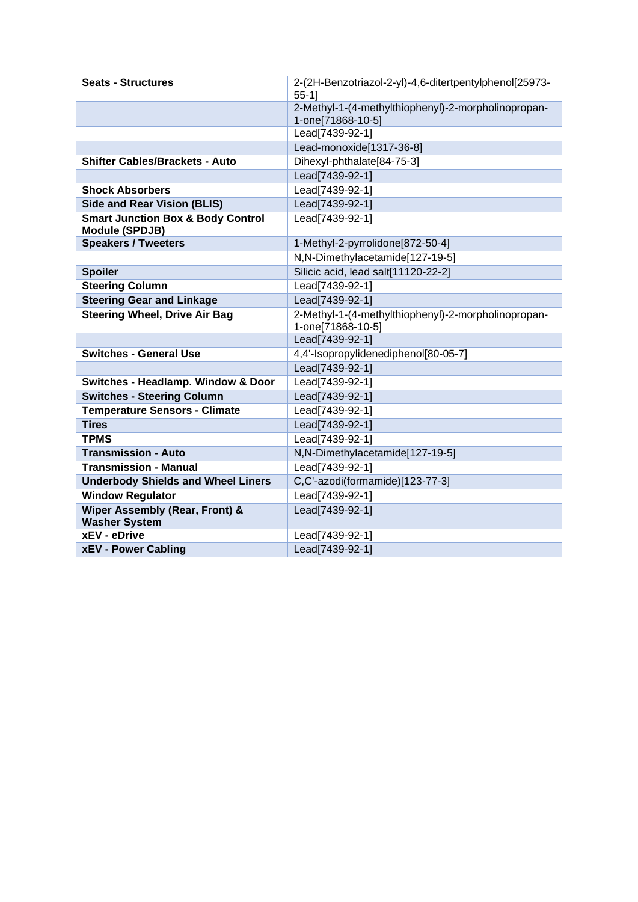| | |
|---|---|
| **Seats - Structures** | 2-(2H-Benzotriazol-2-yl)-4,6-ditertpentylphenol[25973-55-1] |
| | 2-Methyl-1-(4-methylthiophenyl)-2-morpholinopropan-1-one[71868-10-5] |
| | Lead[7439-92-1] |
| | Lead-monoxide[1317-36-8] |
| **Shifter Cables/Brackets - Auto** | Dihexyl-phthalate[84-75-3] |
| | Lead[7439-92-1] |
| **Shock Absorbers** | Lead[7439-92-1] |
| **Side and Rear Vision (BLIS)** | Lead[7439-92-1] |
| **Smart Junction Box & Body Control Module (SPDJB)** | Lead[7439-92-1] |
| **Speakers / Tweeters** | 1-Methyl-2-pyrrolidone[872-50-4] |
| | N,N-Dimethylacetamide[127-19-5] |
| **Spoiler** | Silicic acid, lead salt[11120-22-2] |
| **Steering Column** | Lead[7439-92-1] |
| **Steering Gear and Linkage** | Lead[7439-92-1] |
| **Steering Wheel, Drive Air Bag** | 2-Methyl-1-(4-methylthiophenyl)-2-morpholinopropan-1-one[71868-10-5] |
| | Lead[7439-92-1] |
| **Switches - General Use** | 4,4'-Isopropylidenediphenol[80-05-7] |
| | Lead[7439-92-1] |
| **Switches - Headlamp. Window & Door** | Lead[7439-92-1] |
| **Switches - Steering Column** | Lead[7439-92-1] |
| **Temperature Sensors - Climate** | Lead[7439-92-1] |
| **Tires** | Lead[7439-92-1] |
| **TPMS** | Lead[7439-92-1] |
| **Transmission - Auto** | N,N-Dimethylacetamide[127-19-5] |
| **Transmission - Manual** | Lead[7439-92-1] |
| **Underbody Shields and Wheel Liners** | C,C'-azodi(formamide)[123-77-3] |
| **Window Regulator** | Lead[7439-92-1] |
| **Wiper Assembly (Rear, Front) & Washer System** | Lead[7439-92-1] |
| **xEV - eDrive** | Lead[7439-92-1] |
| **xEV - Power Cabling** | Lead[7439-92-1] |